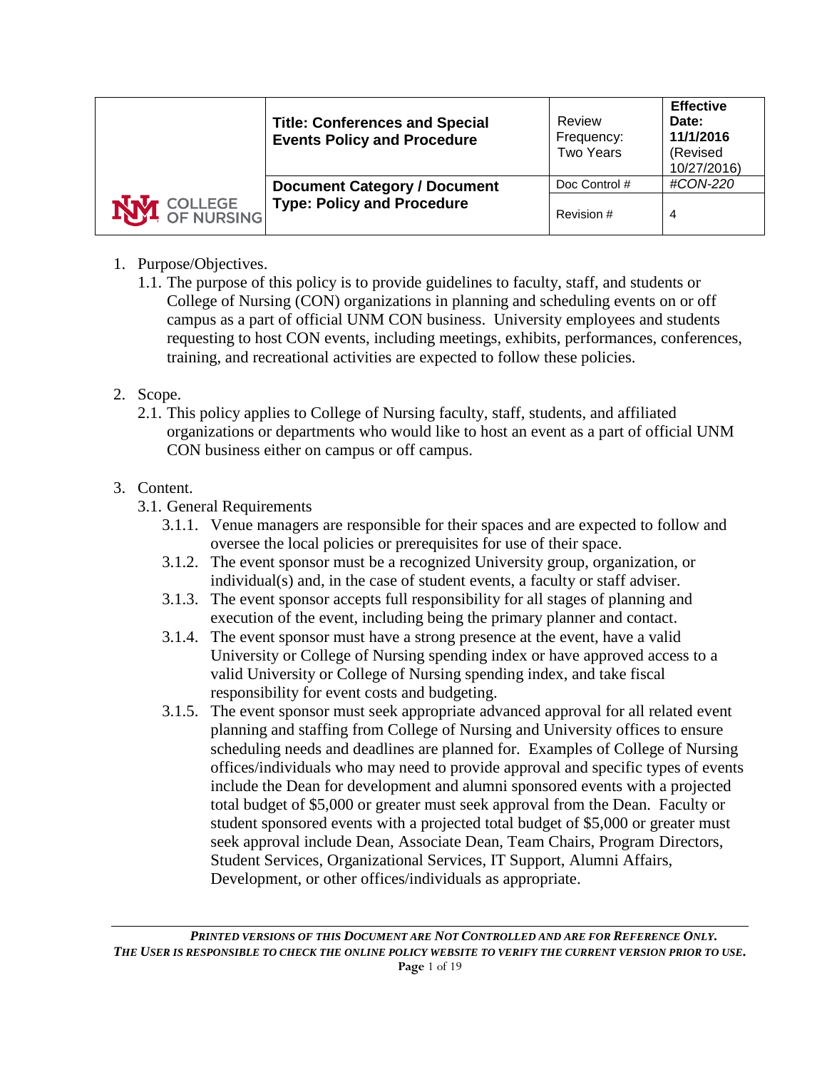| COLLEGE OF NURSING | **Title: Conferences and Special Events Policy and Procedure** | Review Frequency: Two Years | **Effective Date: 11/1/2016** (Revised 10/27/2016) |
|---|---|---|---|
| | **Document Category / Document Type: Policy and Procedure** | Doc Control # | *#CON-220* |
| | | Revision # | 4 |

1. Purpose/Objectives.
   1.1. The purpose of this policy is to provide guidelines to faculty, staff, and students or College of Nursing (CON) organizations in planning and scheduling events on or off campus as a part of official UNM CON business. University employees and students requesting to host CON events, including meetings, exhibits, performances, conferences, training, and recreational activities are expected to follow these policies.

2. Scope.
   2.1. This policy applies to College of Nursing faculty, staff, students, and affiliated organizations or departments who would like to host an event as a part of official UNM CON business either on campus or off campus.

3. Content.
   3.1. General Requirements
      3.1.1. Venue managers are responsible for their spaces and are expected to follow and oversee the local policies or prerequisites for use of their space.
      3.1.2. The event sponsor must be a recognized University group, organization, or individual(s) and, in the case of student events, a faculty or staff adviser.
      3.1.3. The event sponsor accepts full responsibility for all stages of planning and execution of the event, including being the primary planner and contact.
      3.1.4. The event sponsor must have a strong presence at the event, have a valid University or College of Nursing spending index or have approved access to a valid University or College of Nursing spending index, and take fiscal responsibility for event costs and budgeting.
      3.1.5. The event sponsor must seek appropriate advanced approval for all related event planning and staffing from College of Nursing and University offices to ensure scheduling needs and deadlines are planned for. Examples of College of Nursing offices/individuals who may need to provide approval and specific types of events include the Dean for development and alumni sponsored events with a projected total budget of $5,000 or greater must seek approval from the Dean. Faculty or student sponsored events with a projected total budget of $5,000 or greater must seek approval include Dean, Associate Dean, Team Chairs, Program Directors, Student Services, Organizational Services, IT Support, Alumni Affairs, Development, or other offices/individuals as appropriate.

*PRINTED VERSIONS OF THIS DOCUMENT ARE NOT CONTROLLED AND ARE FOR REFERENCE ONLY.*
*THE USER IS RESPONSIBLE TO CHECK THE ONLINE POLICY WEBSITE TO VERIFY THE CURRENT VERSION PRIOR TO USE.*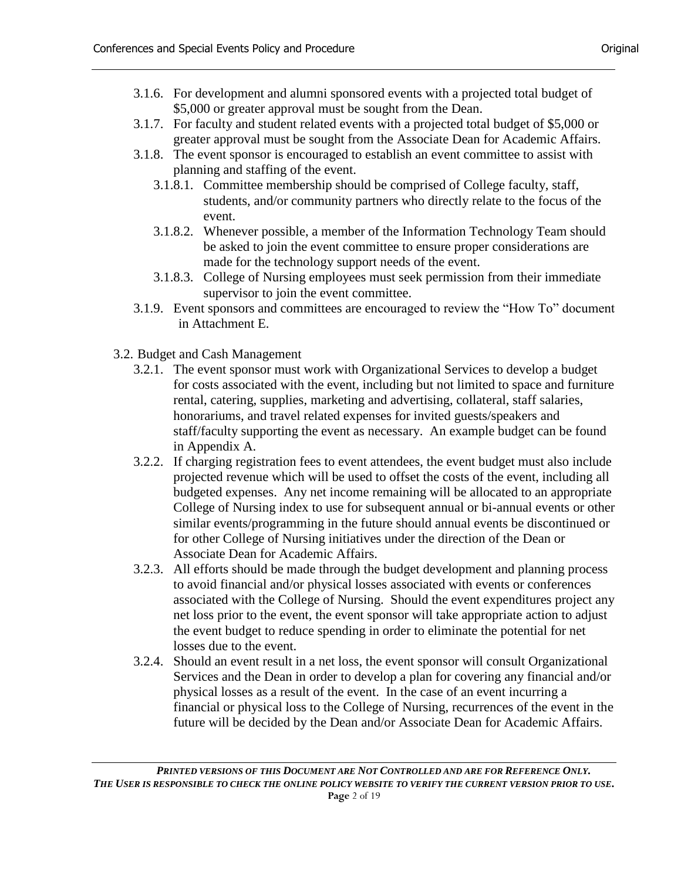- 3.1.6. For development and alumni sponsored events with a projected total budget of $5,000 or greater approval must be sought from the Dean.
- 3.1.7. For faculty and student related events with a projected total budget of $5,000 or greater approval must be sought from the Associate Dean for Academic Affairs.
- 3.1.8. The event sponsor is encouraged to establish an event committee to assist with planning and staffing of the event.
  - 3.1.8.1. Committee membership should be comprised of College faculty, staff, students, and/or community partners who directly relate to the focus of the event.
  - 3.1.8.2. Whenever possible, a member of the Information Technology Team should be asked to join the event committee to ensure proper considerations are made for the technology support needs of the event.
  - 3.1.8.3. College of Nursing employees must seek permission from their immediate supervisor to join the event committee.
- 3.1.9. Event sponsors and committees are encouraged to review the "How To" document in Attachment E.

3.2. Budget and Cash Management

- 3.2.1. The event sponsor must work with Organizational Services to develop a budget for costs associated with the event, including but not limited to space and furniture rental, catering, supplies, marketing and advertising, collateral, staff salaries, honorariums, and travel related expenses for invited guests/speakers and staff/faculty supporting the event as necessary. An example budget can be found in Appendix A.
- 3.2.2. If charging registration fees to event attendees, the event budget must also include projected revenue which will be used to offset the costs of the event, including all budgeted expenses. Any net income remaining will be allocated to an appropriate College of Nursing index to use for subsequent annual or bi-annual events or other similar events/programming in the future should annual events be discontinued or for other College of Nursing initiatives under the direction of the Dean or Associate Dean for Academic Affairs.
- 3.2.3. All efforts should be made through the budget development and planning process to avoid financial and/or physical losses associated with events or conferences associated with the College of Nursing. Should the event expenditures project any net loss prior to the event, the event sponsor will take appropriate action to adjust the event budget to reduce spending in order to eliminate the potential for net losses due to the event.
- 3.2.4. Should an event result in a net loss, the event sponsor will consult Organizational Services and the Dean in order to develop a plan for covering any financial and/or physical losses as a result of the event. In the case of an event incurring a financial or physical loss to the College of Nursing, recurrences of the event in the future will be decided by the Dean and/or Associate Dean for Academic Affairs.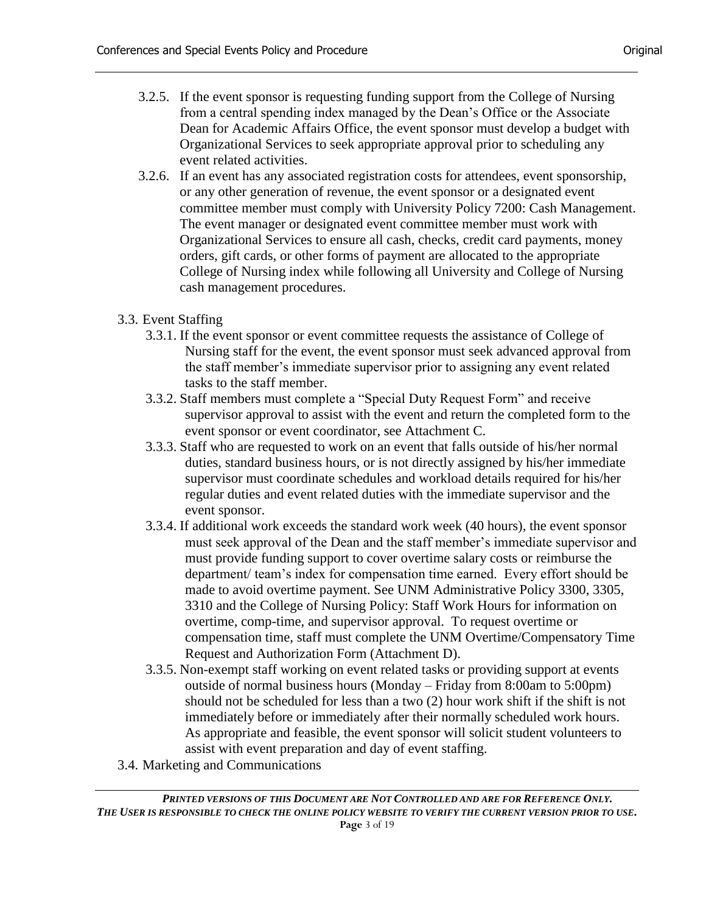3.2.5. If the event sponsor is requesting funding support from the College of Nursing from a central spending index managed by the Dean's Office or the Associate Dean for Academic Affairs Office, the event sponsor must develop a budget with Organizational Services to seek appropriate approval prior to scheduling any event related activities.

3.2.6. If an event has any associated registration costs for attendees, event sponsorship, or any other generation of revenue, the event sponsor or a designated event committee member must comply with University Policy 7200: Cash Management. The event manager or designated event committee member must work with Organizational Services to ensure all cash, checks, credit card payments, money orders, gift cards, or other forms of payment are allocated to the appropriate College of Nursing index while following all University and College of Nursing cash management procedures.

3.3. Event Staffing

3.3.1. If the event sponsor or event committee requests the assistance of College of Nursing staff for the event, the event sponsor must seek advanced approval from the staff member's immediate supervisor prior to assigning any event related tasks to the staff member.

3.3.2. Staff members must complete a "Special Duty Request Form" and receive supervisor approval to assist with the event and return the completed form to the event sponsor or event coordinator, see Attachment C.

3.3.3. Staff who are requested to work on an event that falls outside of his/her normal duties, standard business hours, or is not directly assigned by his/her immediate supervisor must coordinate schedules and workload details required for his/her regular duties and event related duties with the immediate supervisor and the event sponsor.

3.3.4. If additional work exceeds the standard work week (40 hours), the event sponsor must seek approval of the Dean and the staff member's immediate supervisor and must provide funding support to cover overtime salary costs or reimburse the department/ team's index for compensation time earned. Every effort should be made to avoid overtime payment. See UNM Administrative Policy 3300, 3305, 3310 and the College of Nursing Policy: Staff Work Hours for information on overtime, comp-time, and supervisor approval. To request overtime or compensation time, staff must complete the UNM Overtime/Compensatory Time Request and Authorization Form (Attachment D).

3.3.5. Non-exempt staff working on event related tasks or providing support at events outside of normal business hours (Monday – Friday from 8:00am to 5:00pm) should not be scheduled for less than a two (2) hour work shift if the shift is not immediately before or immediately after their normally scheduled work hours. As appropriate and feasible, the event sponsor will solicit student volunteers to assist with event preparation and day of event staffing.

3.4. Marketing and Communications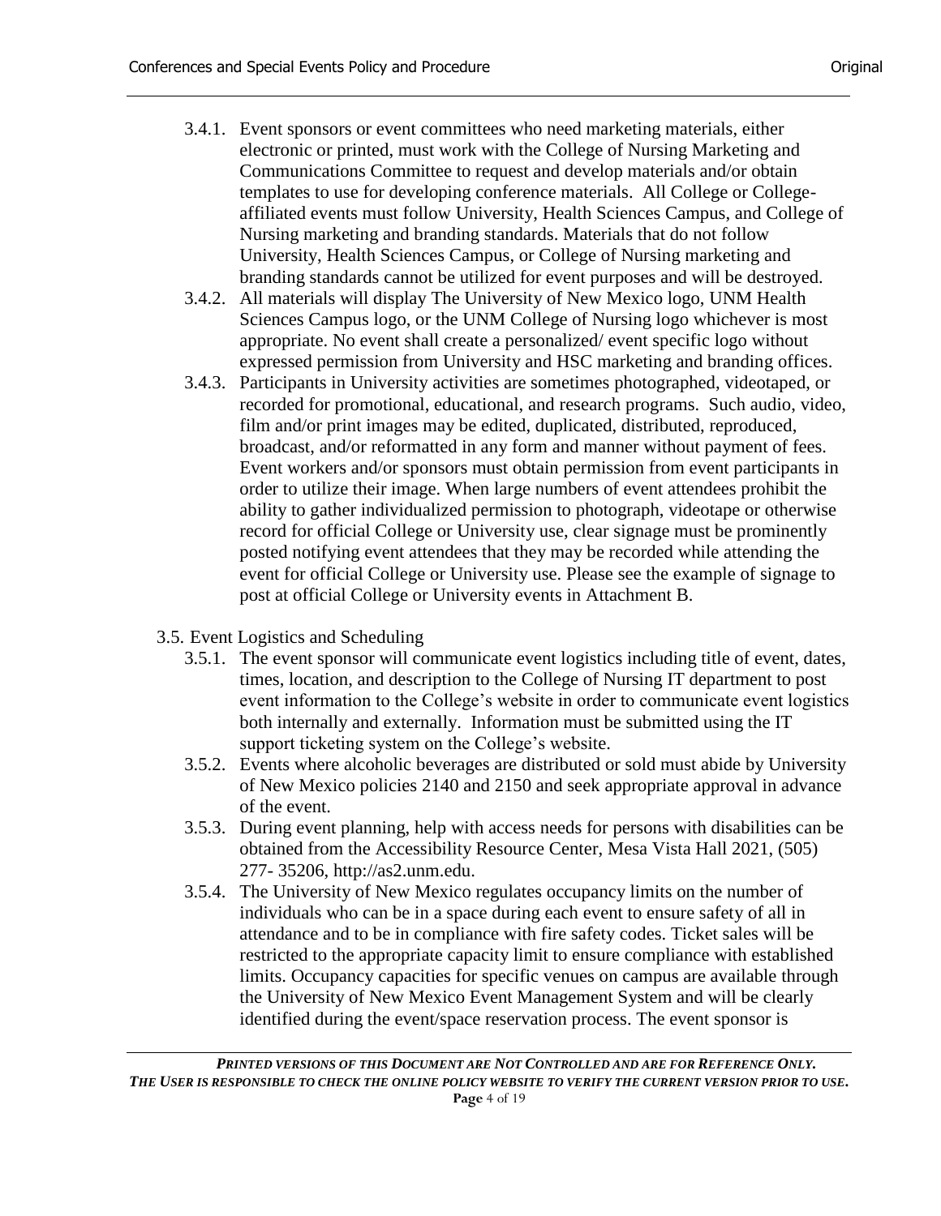3.4.1. Event sponsors or event committees who need marketing materials, either electronic or printed, must work with the College of Nursing Marketing and Communications Committee to request and develop materials and/or obtain templates to use for developing conference materials. All College or College-affiliated events must follow University, Health Sciences Campus, and College of Nursing marketing and branding standards. Materials that do not follow University, Health Sciences Campus, or College of Nursing marketing and branding standards cannot be utilized for event purposes and will be destroyed.

3.4.2. All materials will display The University of New Mexico logo, UNM Health Sciences Campus logo, or the UNM College of Nursing logo whichever is most appropriate. No event shall create a personalized/ event specific logo without expressed permission from University and HSC marketing and branding offices.

3.4.3. Participants in University activities are sometimes photographed, videotaped, or recorded for promotional, educational, and research programs. Such audio, video, film and/or print images may be edited, duplicated, distributed, reproduced, broadcast, and/or reformatted in any form and manner without payment of fees. Event workers and/or sponsors must obtain permission from event participants in order to utilize their image. When large numbers of event attendees prohibit the ability to gather individualized permission to photograph, videotape or otherwise record for official College or University use, clear signage must be prominently posted notifying event attendees that they may be recorded while attending the event for official College or University use. Please see the example of signage to post at official College or University events in Attachment B.

3.5. Event Logistics and Scheduling

3.5.1. The event sponsor will communicate event logistics including title of event, dates, times, location, and description to the College of Nursing IT department to post event information to the College's website in order to communicate event logistics both internally and externally. Information must be submitted using the IT support ticketing system on the College's website.

3.5.2. Events where alcoholic beverages are distributed or sold must abide by University of New Mexico policies 2140 and 2150 and seek appropriate approval in advance of the event.

3.5.3. During event planning, help with access needs for persons with disabilities can be obtained from the Accessibility Resource Center, Mesa Vista Hall 2021, (505) 277- 35206, http://as2.unm.edu.

3.5.4. The University of New Mexico regulates occupancy limits on the number of individuals who can be in a space during each event to ensure safety of all in attendance and to be in compliance with fire safety codes. Ticket sales will be restricted to the appropriate capacity limit to ensure compliance with established limits. Occupancy capacities for specific venues on campus are available through the University of New Mexico Event Management System and will be clearly identified during the event/space reservation process. The event sponsor is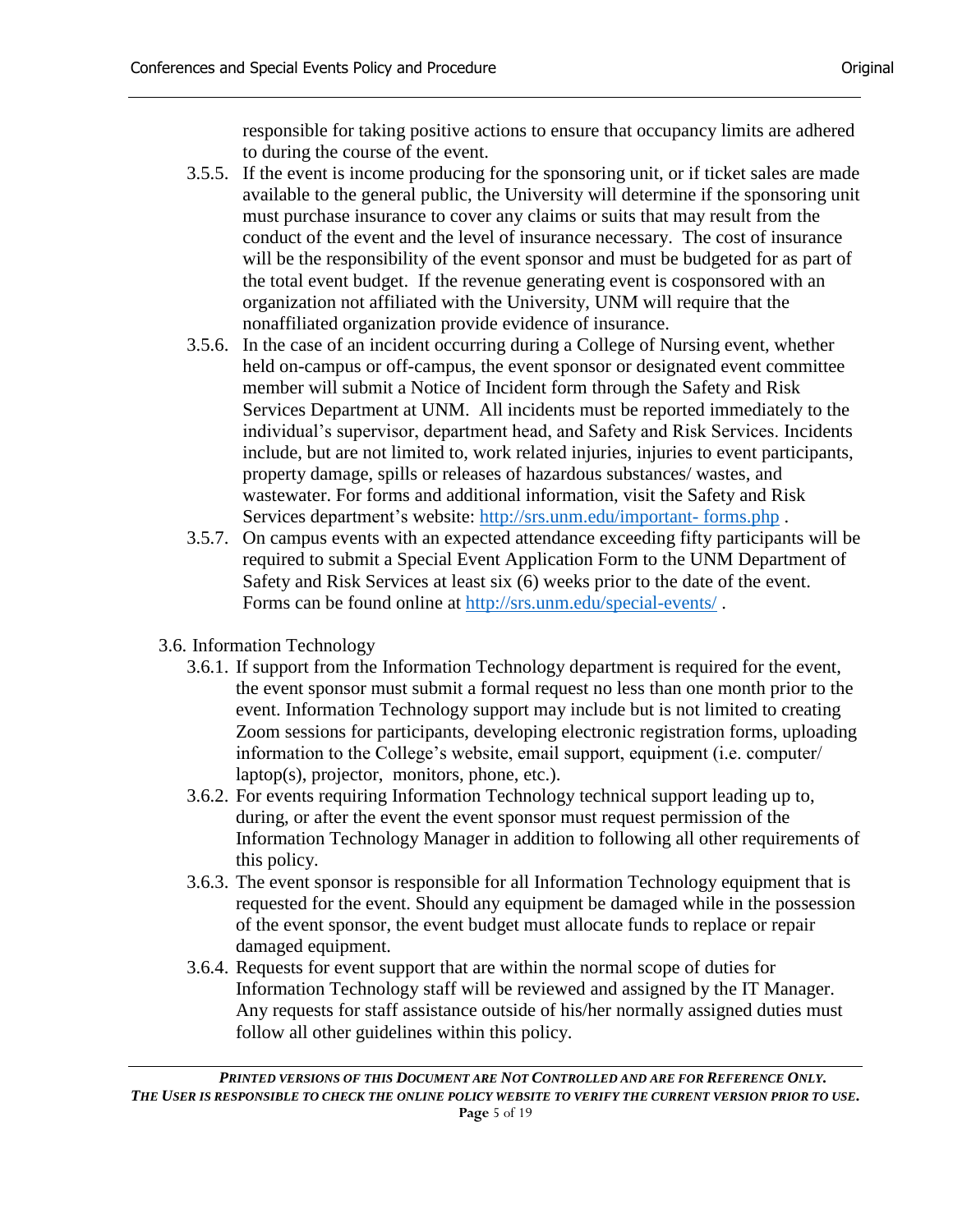responsible for taking positive actions to ensure that occupancy limits are adhered to during the course of the event.

- 3.5.5. If the event is income producing for the sponsoring unit, or if ticket sales are made available to the general public, the University will determine if the sponsoring unit must purchase insurance to cover any claims or suits that may result from the conduct of the event and the level of insurance necessary. The cost of insurance will be the responsibility of the event sponsor and must be budgeted for as part of the total event budget. If the revenue generating event is cosponsored with an organization not affiliated with the University, UNM will require that the nonaffiliated organization provide evidence of insurance.
- 3.5.6. In the case of an incident occurring during a College of Nursing event, whether held on-campus or off-campus, the event sponsor or designated event committee member will submit a Notice of Incident form through the Safety and Risk Services Department at UNM. All incidents must be reported immediately to the individual's supervisor, department head, and Safety and Risk Services. Incidents include, but are not limited to, work related injuries, injuries to event participants, property damage, spills or releases of hazardous substances/ wastes, and wastewater. For forms and additional information, visit the Safety and Risk Services department's website: http://srs.unm.edu/important- forms.php .
- 3.5.7. On campus events with an expected attendance exceeding fifty participants will be required to submit a Special Event Application Form to the UNM Department of Safety and Risk Services at least six (6) weeks prior to the date of the event. Forms can be found online at http://srs.unm.edu/special-events/ .

3.6. Information Technology

- 3.6.1. If support from the Information Technology department is required for the event, the event sponsor must submit a formal request no less than one month prior to the event. Information Technology support may include but is not limited to creating Zoom sessions for participants, developing electronic registration forms, uploading information to the College's website, email support, equipment (i.e. computer/ laptop(s), projector, monitors, phone, etc.).
- 3.6.2. For events requiring Information Technology technical support leading up to, during, or after the event the event sponsor must request permission of the Information Technology Manager in addition to following all other requirements of this policy.
- 3.6.3. The event sponsor is responsible for all Information Technology equipment that is requested for the event. Should any equipment be damaged while in the possession of the event sponsor, the event budget must allocate funds to replace or repair damaged equipment.
- 3.6.4. Requests for event support that are within the normal scope of duties for Information Technology staff will be reviewed and assigned by the IT Manager. Any requests for staff assistance outside of his/her normally assigned duties must follow all other guidelines within this policy.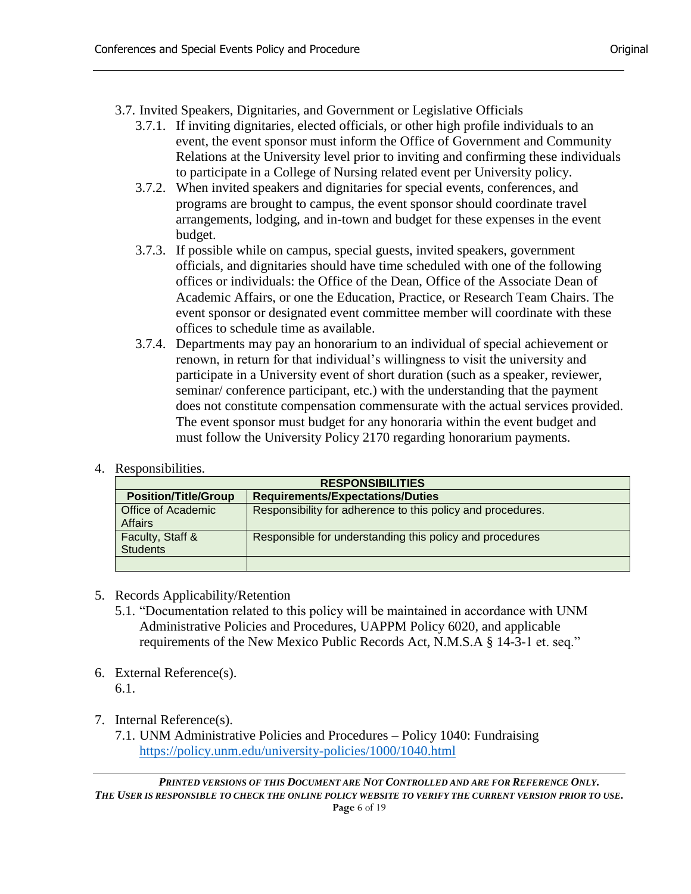3.7. Invited Speakers, Dignitaries, and Government or Legislative Officials

3.7.1. If inviting dignitaries, elected officials, or other high profile individuals to an event, the event sponsor must inform the Office of Government and Community Relations at the University level prior to inviting and confirming these individuals to participate in a College of Nursing related event per University policy.

3.7.2. When invited speakers and dignitaries for special events, conferences, and programs are brought to campus, the event sponsor should coordinate travel arrangements, lodging, and in-town and budget for these expenses in the event budget.

3.7.3. If possible while on campus, special guests, invited speakers, government officials, and dignitaries should have time scheduled with one of the following offices or individuals: the Office of the Dean, Office of the Associate Dean of Academic Affairs, or one the Education, Practice, or Research Team Chairs. The event sponsor or designated event committee member will coordinate with these offices to schedule time as available.

3.7.4. Departments may pay an honorarium to an individual of special achievement or renown, in return for that individual's willingness to visit the university and participate in a University event of short duration (such as a speaker, reviewer, seminar/ conference participant, etc.) with the understanding that the payment does not constitute compensation commensurate with the actual services provided. The event sponsor must budget for any honoraria within the event budget and must follow the University Policy 2170 regarding honorarium payments.

4. Responsibilities.

| RESPONSIBILITIES | |
|---|---|
| **Position/Title/Group** | **Requirements/Expectations/Duties** |
| Office of Academic Affairs | Responsibility for adherence to this policy and procedures. |
| Faculty, Staff & Students | Responsible for understanding this policy and procedures |
| | |

5. Records Applicability/Retention

5.1. "Documentation related to this policy will be maintained in accordance with UNM Administrative Policies and Procedures, UAPPM Policy 6020, and applicable requirements of the New Mexico Public Records Act, N.M.S.A § 14-3-1 et. seq."

6. External Reference(s).

6.1.

7. Internal Reference(s).

7.1. UNM Administrative Policies and Procedures – Policy 1040: Fundraising https://policy.unm.edu/university-policies/1000/1040.html

***PRINTED VERSIONS OF THIS DOCUMENT ARE NOT CONTROLLED AND ARE FOR REFERENCE ONLY. THE USER IS RESPONSIBLE TO CHECK THE ONLINE POLICY WEBSITE TO VERIFY THE CURRENT VERSION PRIOR TO USE.***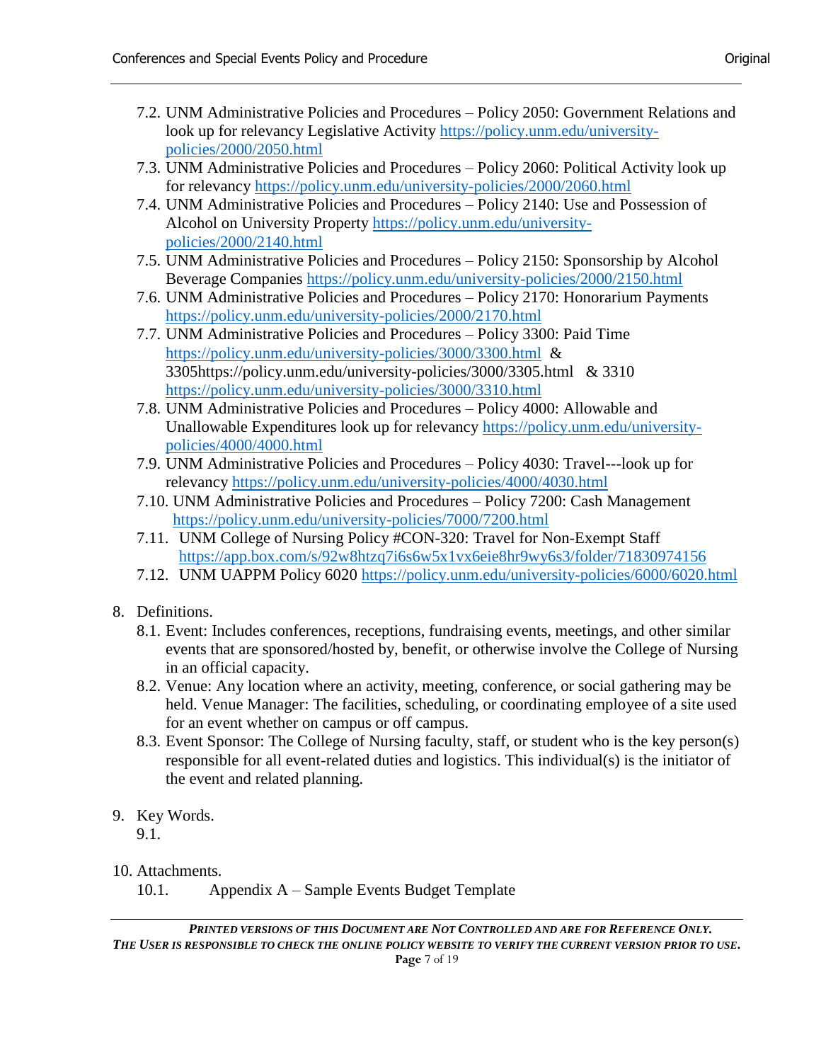7.2. UNM Administrative Policies and Procedures – Policy 2050: Government Relations and look up for relevancy Legislative Activity https://policy.unm.edu/university-policies/2000/2050.html

7.3. UNM Administrative Policies and Procedures – Policy 2060: Political Activity look up for relevancy https://policy.unm.edu/university-policies/2000/2060.html

7.4. UNM Administrative Policies and Procedures – Policy 2140: Use and Possession of Alcohol on University Property https://policy.unm.edu/university-policies/2000/2140.html

7.5. UNM Administrative Policies and Procedures – Policy 2150: Sponsorship by Alcohol Beverage Companies https://policy.unm.edu/university-policies/2000/2150.html

7.6. UNM Administrative Policies and Procedures – Policy 2170: Honorarium Payments https://policy.unm.edu/university-policies/2000/2170.html

7.7. UNM Administrative Policies and Procedures – Policy 3300: Paid Time https://policy.unm.edu/university-policies/3000/3300.html & 3305https://policy.unm.edu/university-policies/3000/3305.html & 3310 https://policy.unm.edu/university-policies/3000/3310.html

7.8. UNM Administrative Policies and Procedures – Policy 4000: Allowable and Unallowable Expenditures look up for relevancy https://policy.unm.edu/university-policies/4000/4000.html

7.9. UNM Administrative Policies and Procedures – Policy 4030: Travel---look up for relevancy https://policy.unm.edu/university-policies/4000/4030.html

7.10. UNM Administrative Policies and Procedures – Policy 7200: Cash Management https://policy.unm.edu/university-policies/7000/7200.html

7.11. UNM College of Nursing Policy #CON-320: Travel for Non-Exempt Staff https://app.box.com/s/92w8htzq7i6s6w5x1vx6eie8hr9wy6s3/folder/71830974156

7.12. UNM UAPPM Policy 6020 https://policy.unm.edu/university-policies/6000/6020.html

8. Definitions.

8.1. Event: Includes conferences, receptions, fundraising events, meetings, and other similar events that are sponsored/hosted by, benefit, or otherwise involve the College of Nursing in an official capacity.

8.2. Venue: Any location where an activity, meeting, conference, or social gathering may be held. Venue Manager: The facilities, scheduling, or coordinating employee of a site used for an event whether on campus or off campus.

8.3. Event Sponsor: The College of Nursing faculty, staff, or student who is the key person(s) responsible for all event-related duties and logistics. This individual(s) is the initiator of the event and related planning.

9. Key Words.

9.1.

10. Attachments.

10.1. Appendix A – Sample Events Budget Template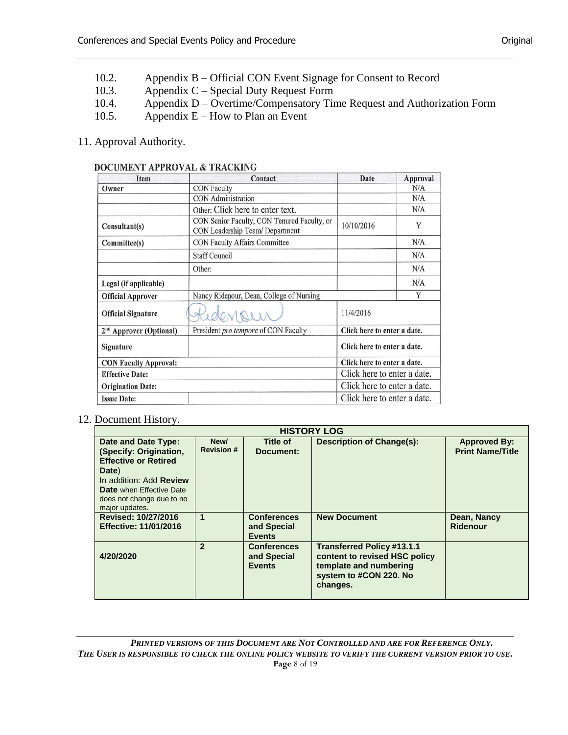10.2. Appendix B – Official CON Event Signage for Consent to Record
10.3. Appendix C – Special Duty Request Form
10.4. Appendix D – Overtime/Compensatory Time Request and Authorization Form
10.5. Appendix E – How to Plan an Event

11. Approval Authority.

**DOCUMENT APPROVAL & TRACKING**

| Item | Contact | Date | Approval |
|---|---|---|---|
| **Owner** | CON Faculty | | N/A |
| | CON Administration | | N/A |
| | Other: Click here to enter text. | | N/A |
| **Consultant(s)** | CON Senior Faculty, CON Tenured Faculty, or CON Leadership Team/ Department | 10/10/2016 | Y |
| **Committee(s)** | CON Faculty Affairs Committee | | N/A |
| | Staff Council | | N/A |
| | Other: | | N/A |
| **Legal (if applicable)** | | | N/A |
| **Official Approver** | Nancy Ridenour, Dean, College of Nursing | | Y |
| **Official Signature** | Ridenour | 11/4/2016 | |
| **2nd Approver (Optional)** | President *pro tempore* of CON Faculty | Click here to enter a date. | |
| **Signature** | | Click here to enter a date. | |
| **CON Faculty Approval:** | | Click here to enter a date. | |
| **Effective Date:** | | Click here to enter a date. | |
| **Origination Date:** | | Click here to enter a date. | |
| **Issue Date:** | | Click here to enter a date. | |

12. Document History.

| **HISTORY LOG** | | | | |
|---|---|---|---|---|
| **Date and Date Type: (Specify: Origination, Effective or Retired Date)** In addition: Add **Review Date** when Effective Date does not change due to no major updates. | **New/ Revision #** | **Title of Document:** | **Description of Change(s):** | **Approved By: Print Name/Title** |
| **Revised: 10/27/2016 Effective: 11/01/2016** | **1** | **Conferences and Special Events** | **New Document** | **Dean, Nancy Ridenour** |
| **4/20/2020** | **2** | **Conferences and Special Events** | **Transferred Policy #13.1.1 content to revised HSC policy template and numbering system to #CON 220. No changes.** | |

***Printed versions of this Document are Not Controlled and are for Reference Only.***
***The User is responsible to check the online policy website to verify the current version prior to use.***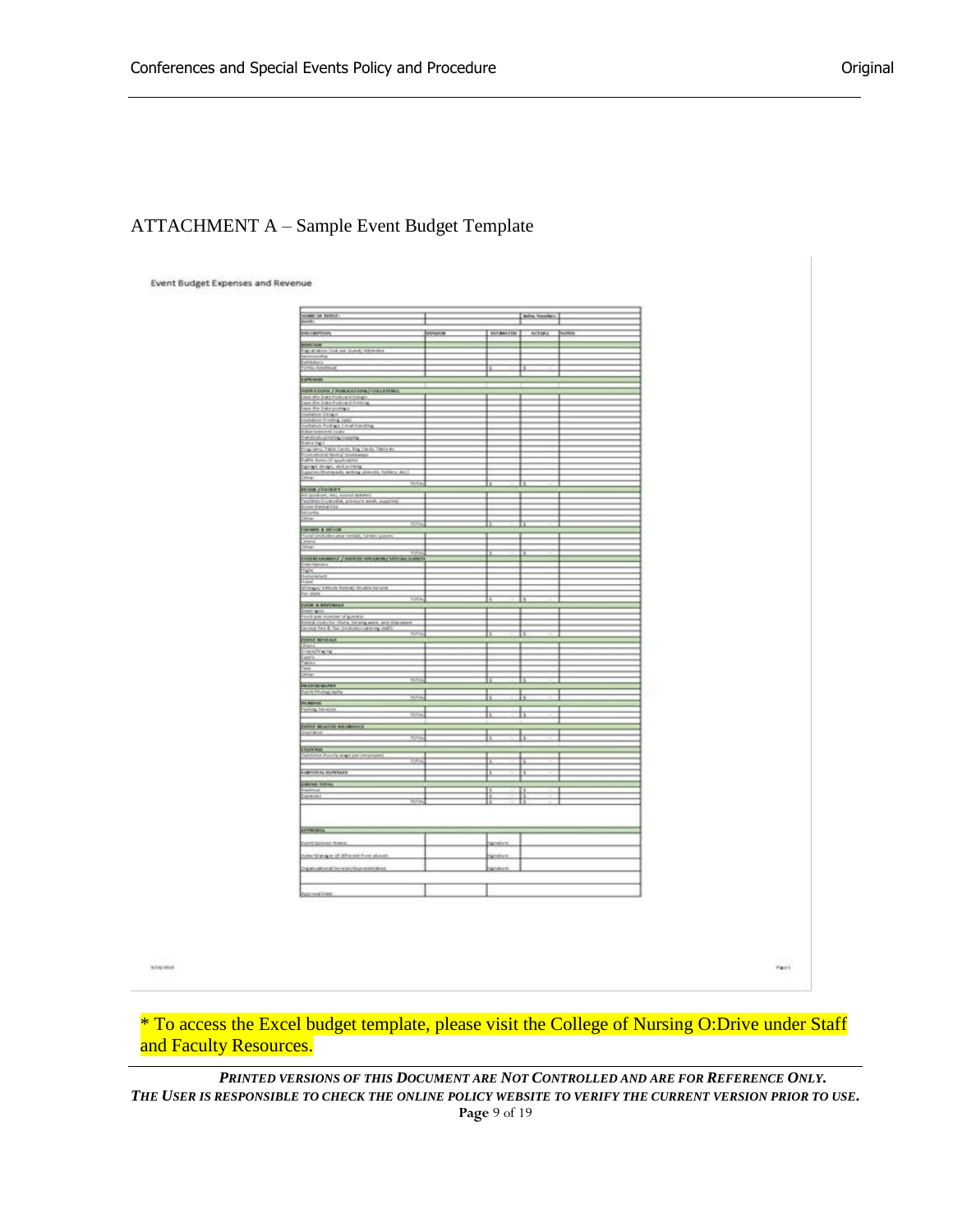## ATTACHMENT A – Sample Event Budget Template

Event Budget Expenses and Revenue

* To access the Excel budget template, please visit the College of Nursing O:Drive under Staff and Faculty Resources.

***PRINTED VERSIONS OF THIS DOCUMENT ARE NOT CONTROLLED AND ARE FOR REFERENCE ONLY. THE USER IS RESPONSIBLE TO CHECK THE ONLINE POLICY WEBSITE TO VERIFY THE CURRENT VERSION PRIOR TO USE.***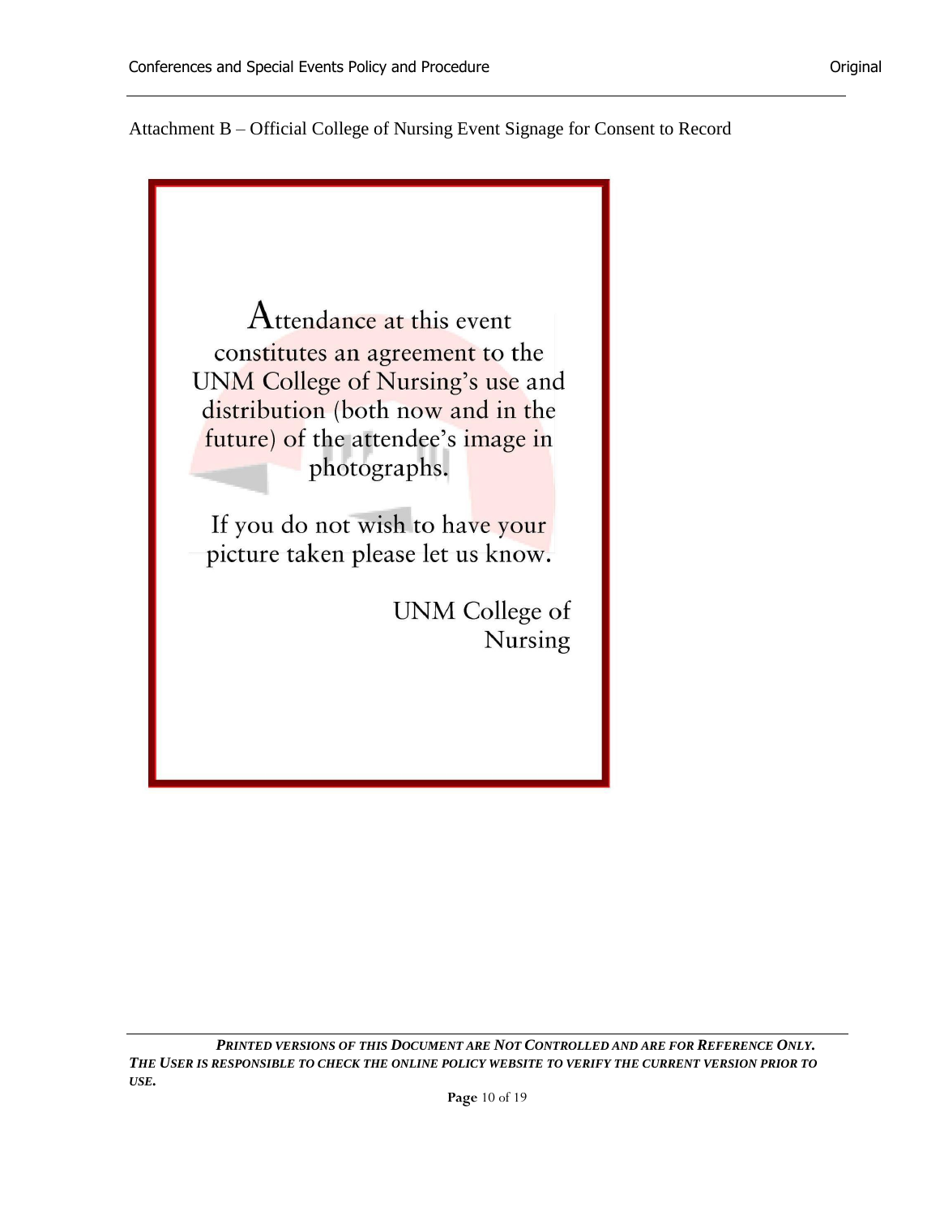Attachment B – Official College of Nursing Event Signage for Consent to Record

Attendance at this event constitutes an agreement to the UNM College of Nursing's use and distribution (both now and in the future) of the attendee's image in photographs.

If you do not wish to have your picture taken please let us know.

UNM College of Nursing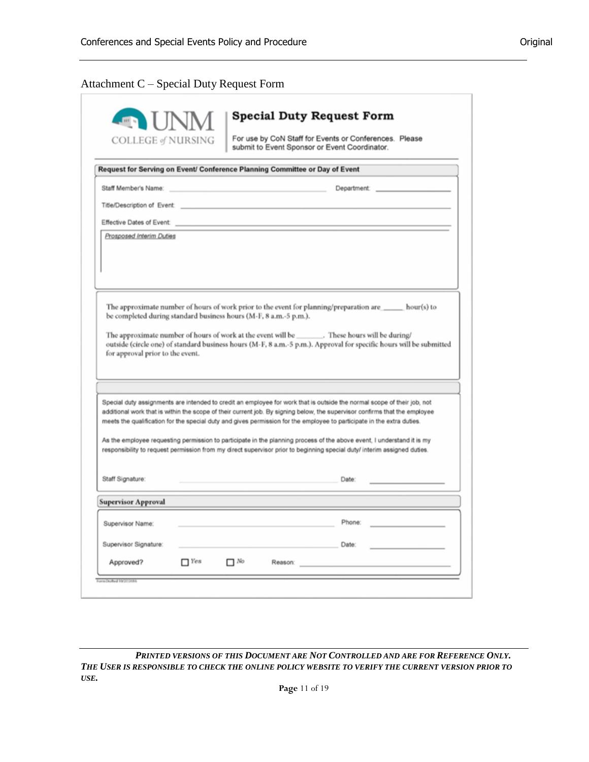# Attachment C – Special Duty Request Form

UNM COLLEGE of NURSING

## Special Duty Request Form

For use by CoN Staff for Events or Conferences. Please submit to Event Sponsor or Event Coordinator.

**Request for Serving on Event/ Conference Planning Committee or Day of Event**

Staff Member's Name: ______________________ Department: ______________

Title/Description of Event: ______________________

Effective Dates of Event: ______________________

*Prosposed Interim Duties*

The approximate number of hours of work prior to the event for planning/preparation are _____ hour(s) to be completed during standard business hours (M-F, 8 a.m.-5 p.m.).

The approximate number of hours of work at the event will be _______. These hours will be during/ outside (circle one) of standard business hours (M-F, 8 a.m.-5 p.m.). Approval for specific hours will be submitted for approval prior to the event.

Special duty assignments are intended to credit an employee for work that is outside the normal scope of their job, not additional work that is within the scope of their current job. By signing below, the supervisor confirms that the employee meets the qualification for the special duty and gives permission for the employee to participate in the extra duties.

As the employee requesting permission to participate in the planning process of the above event, I understand it is my responsibility to request permission from my direct supervisor prior to beginning special duty/ interim assigned duties.

Staff Signature: ______________________ Date: ______________

**Supervisor Approval**

Supervisor Name: ______________________ Phone: ______________

Supervisor Signature: ______________________ Date: ______________

Approved? ☐ *Yes* ☐ *No* Reason: ______________________

*PRINTED VERSIONS OF THIS DOCUMENT ARE NOT CONTROLLED AND ARE FOR REFERENCE ONLY. THE USER IS RESPONSIBLE TO CHECK THE ONLINE POLICY WEBSITE TO VERIFY THE CURRENT VERSION PRIOR TO USE.*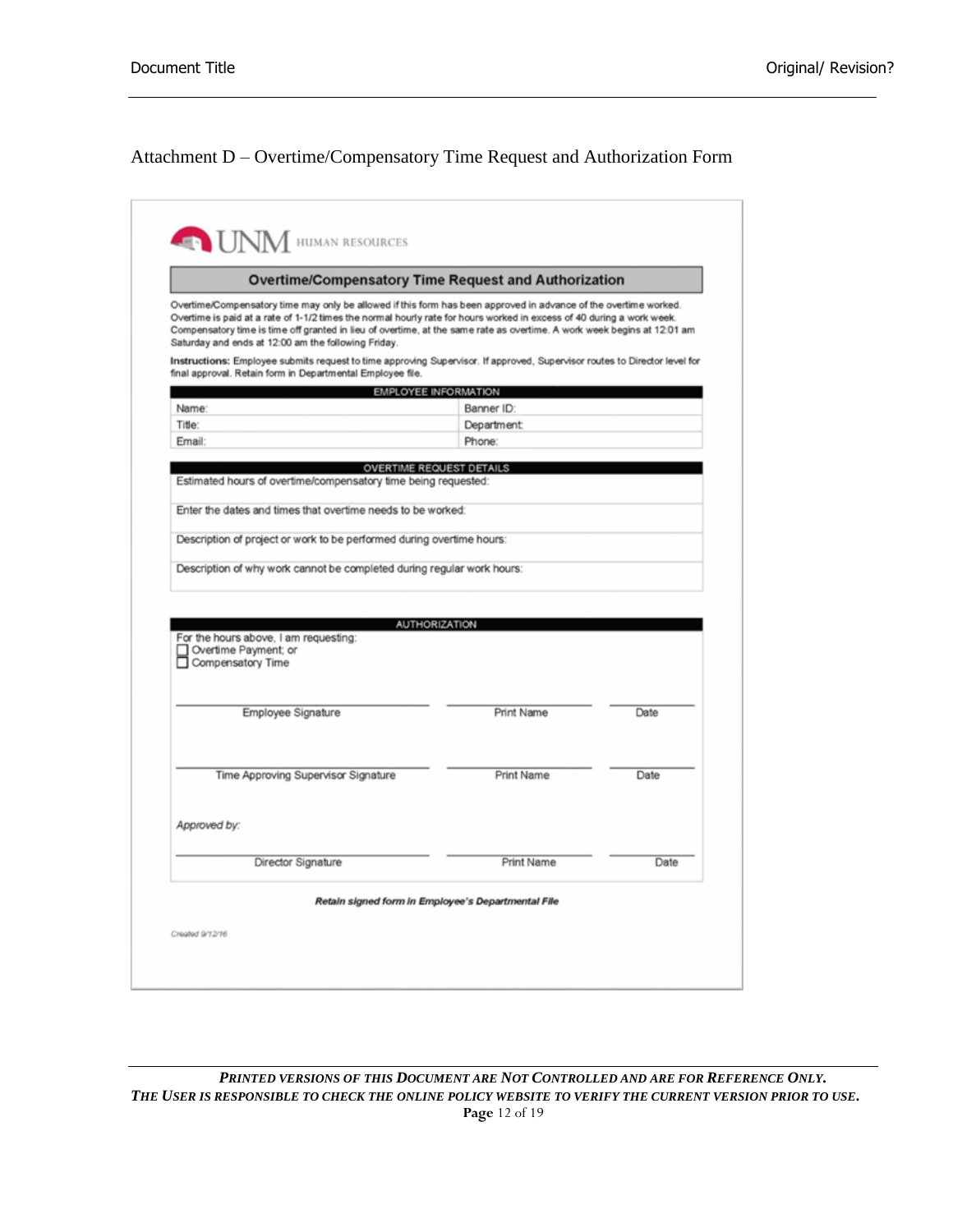## Attachment D – Overtime/Compensatory Time Request and Authorization Form

UNM HUMAN RESOURCES

### Overtime/Compensatory Time Request and Authorization

Overtime/Compensatory time may only be allowed if this form has been approved in advance of the overtime worked. Overtime is paid at a rate of 1-1/2 times the normal hourly rate for hours worked in excess of 40 during a work week. Compensatory time is time off granted in lieu of overtime, at the same rate as overtime. A work week begins at 12:01 am Saturday and ends at 12:00 am the following Friday.

**Instructions:** Employee submits request to time approving Supervisor. If approved, Supervisor routes to Director level for final approval. Retain form in Departmental Employee file.

| EMPLOYEE INFORMATION | |
|---|---|
| Name: | Banner ID: |
| Title: | Department: |
| Email: | Phone: |

| OVERTIME REQUEST DETAILS |
|---|
| Estimated hours of overtime/compensatory time being requested: |
| Enter the dates and times that overtime needs to be worked: |
| Description of project or work to be performed during overtime hours: |
| Description of why work cannot be completed during regular work hours: |

**AUTHORIZATION**

For the hours above, I am requesting:
- ☐ Overtime Payment; or
- ☐ Compensatory Time

| Employee Signature | Print Name | Date |
|---|---|---|

| Time Approving Supervisor Signature | Print Name | Date |
|---|---|---|

*Approved by:*

| Director Signature | Print Name | Date |
|---|---|---|

***Retain signed form in Employee's Departmental File***

*Created 9/12/16*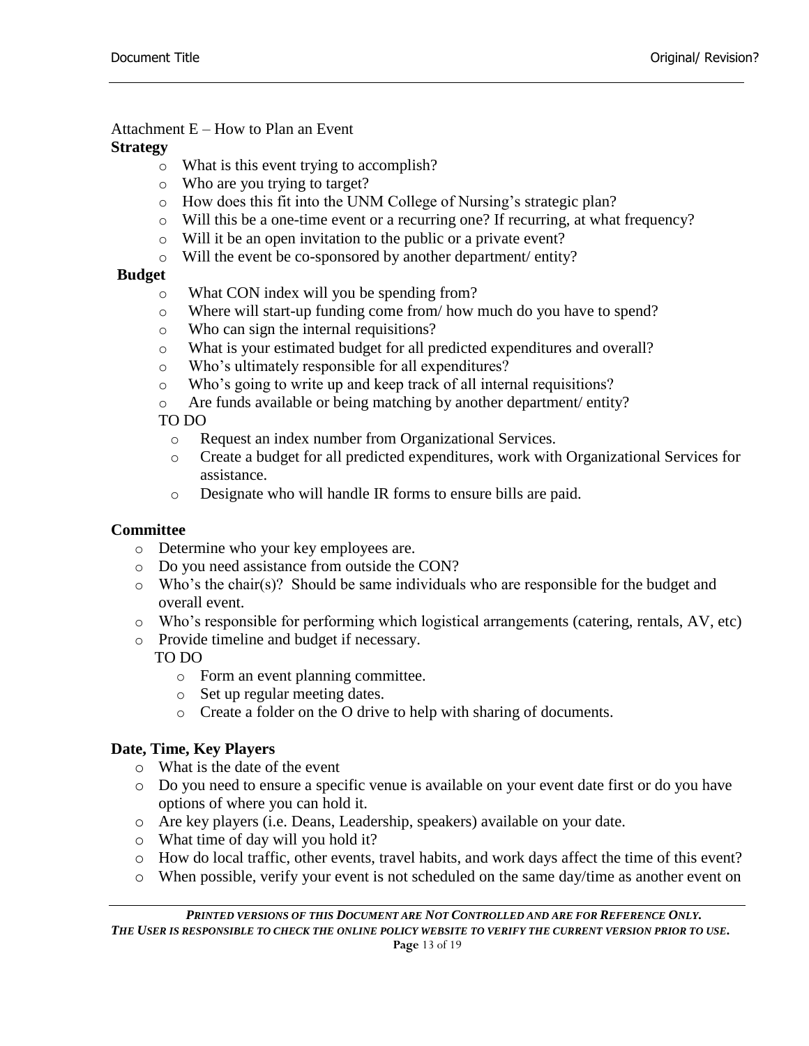Attachment E – How to Plan an Event

**Strategy**

- What is this event trying to accomplish?
- Who are you trying to target?
- How does this fit into the UNM College of Nursing's strategic plan?
- Will this be a one-time event or a recurring one? If recurring, at what frequency?
- Will it be an open invitation to the public or a private event?
- Will the event be co-sponsored by another department/ entity?

**Budget**

- What CON index will you be spending from?
- Where will start-up funding come from/ how much do you have to spend?
- Who can sign the internal requisitions?
- What is your estimated budget for all predicted expenditures and overall?
- Who's ultimately responsible for all expenditures?
- Who's going to write up and keep track of all internal requisitions?
- Are funds available or being matching by another department/ entity?

TO DO

- Request an index number from Organizational Services.
- Create a budget for all predicted expenditures, work with Organizational Services for assistance.
- Designate who will handle IR forms to ensure bills are paid.

**Committee**

- Determine who your key employees are.
- Do you need assistance from outside the CON?
- Who's the chair(s)? Should be same individuals who are responsible for the budget and overall event.
- Who's responsible for performing which logistical arrangements (catering, rentals, AV, etc)
- Provide timeline and budget if necessary.

TO DO

- Form an event planning committee.
- Set up regular meeting dates.
- Create a folder on the O drive to help with sharing of documents.

**Date, Time, Key Players**

- What is the date of the event
- Do you need to ensure a specific venue is available on your event date first or do you have options of where you can hold it.
- Are key players (i.e. Deans, Leadership, speakers) available on your date.
- What time of day will you hold it?
- How do local traffic, other events, travel habits, and work days affect the time of this event?
- When possible, verify your event is not scheduled on the same day/time as another event on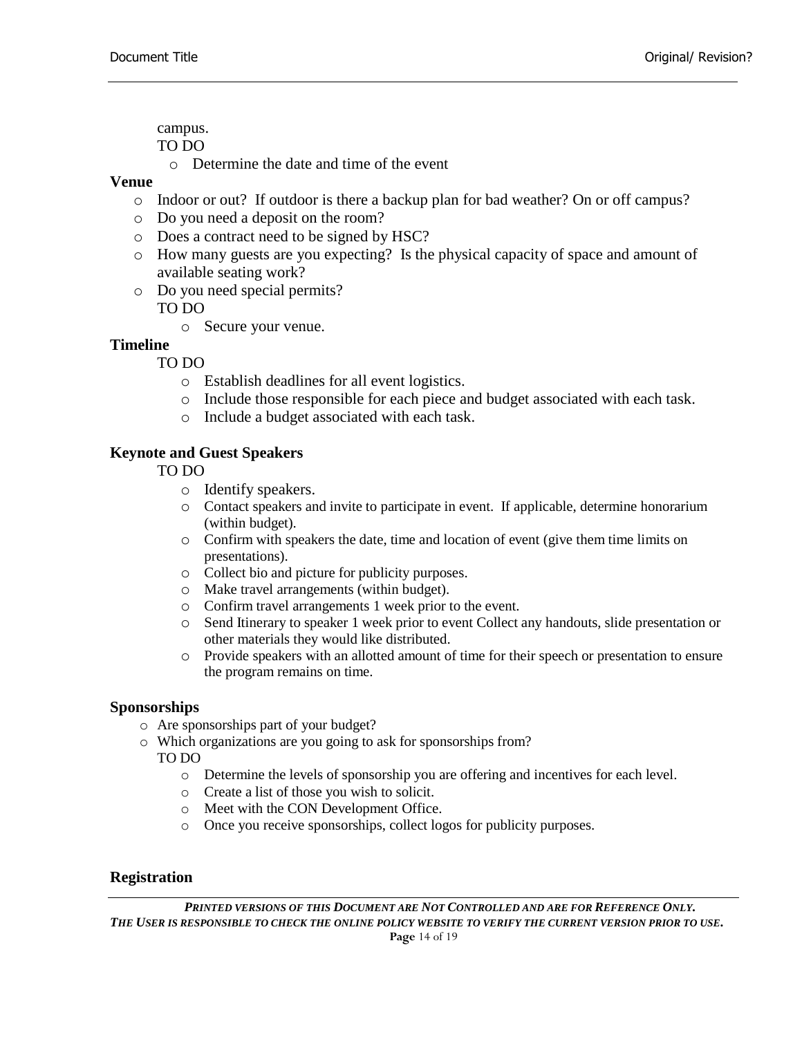campus.

TO DO

- Determine the date and time of the event

**Venue**

- Indoor or out? If outdoor is there a backup plan for bad weather? On or off campus?
- Do you need a deposit on the room?
- Does a contract need to be signed by HSC?
- How many guests are you expecting? Is the physical capacity of space and amount of available seating work?
- Do you need special permits?

  TO DO

  - Secure your venue.

**Timeline**

TO DO

- Establish deadlines for all event logistics.
- Include those responsible for each piece and budget associated with each task.
- Include a budget associated with each task.

**Keynote and Guest Speakers**

TO DO

- Identify speakers.
- Contact speakers and invite to participate in event. If applicable, determine honorarium (within budget).
- Confirm with speakers the date, time and location of event (give them time limits on presentations).
- Collect bio and picture for publicity purposes.
- Make travel arrangements (within budget).
- Confirm travel arrangements 1 week prior to the event.
- Send Itinerary to speaker 1 week prior to event Collect any handouts, slide presentation or other materials they would like distributed.
- Provide speakers with an allotted amount of time for their speech or presentation to ensure the program remains on time.

**Sponsorships**

- Are sponsorships part of your budget?
- Which organizations are you going to ask for sponsorships from?

  TO DO

  - Determine the levels of sponsorship you are offering and incentives for each level.
  - Create a list of those you wish to solicit.
  - Meet with the CON Development Office.
  - Once you receive sponsorships, collect logos for publicity purposes.

**Registration**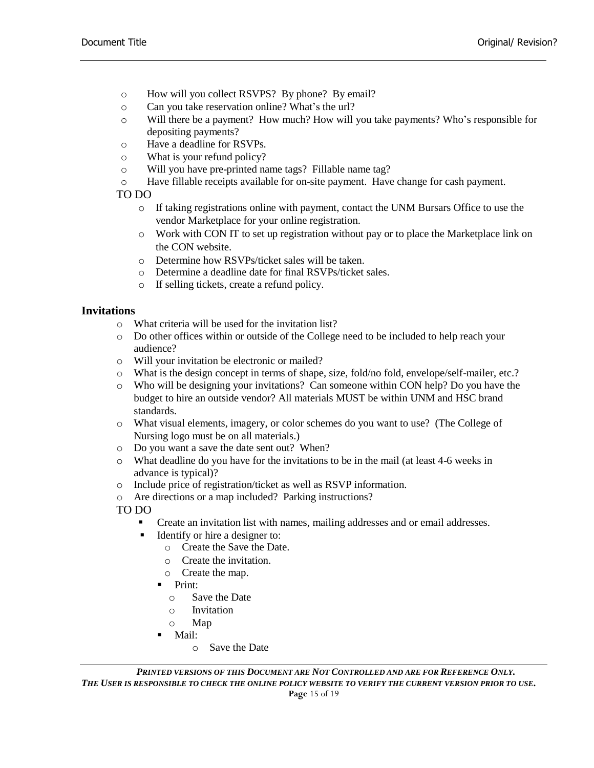- How will you collect RSVPS? By phone? By email?
- Can you take reservation online? What's the url?
- Will there be a payment? How much? How will you take payments? Who's responsible for depositing payments?
- Have a deadline for RSVPs.
- What is your refund policy?
- Will you have pre-printed name tags? Fillable name tag?
- Have fillable receipts available for on-site payment. Have change for cash payment.

TO DO

- If taking registrations online with payment, contact the UNM Bursars Office to use the vendor Marketplace for your online registration.
- Work with CON IT to set up registration without pay or to place the Marketplace link on the CON website.
- Determine how RSVPs/ticket sales will be taken.
- Determine a deadline date for final RSVPs/ticket sales.
- If selling tickets, create a refund policy.

## Invitations

- What criteria will be used for the invitation list?
- Do other offices within or outside of the College need to be included to help reach your audience?
- Will your invitation be electronic or mailed?
- What is the design concept in terms of shape, size, fold/no fold, envelope/self-mailer, etc.?
- Who will be designing your invitations? Can someone within CON help? Do you have the budget to hire an outside vendor? All materials MUST be within UNM and HSC brand standards.
- What visual elements, imagery, or color schemes do you want to use? (The College of Nursing logo must be on all materials.)
- Do you want a save the date sent out? When?
- What deadline do you have for the invitations to be in the mail (at least 4-6 weeks in advance is typical)?
- Include price of registration/ticket as well as RSVP information.
- Are directions or a map included? Parking instructions?

TO DO

- Create an invitation list with names, mailing addresses and or email addresses.
- Identify or hire a designer to:
  - Create the Save the Date.
  - Create the invitation.
  - Create the map.
  - Print:
    - Save the Date
    - Invitation
    - Map
  - Mail:
    - Save the Date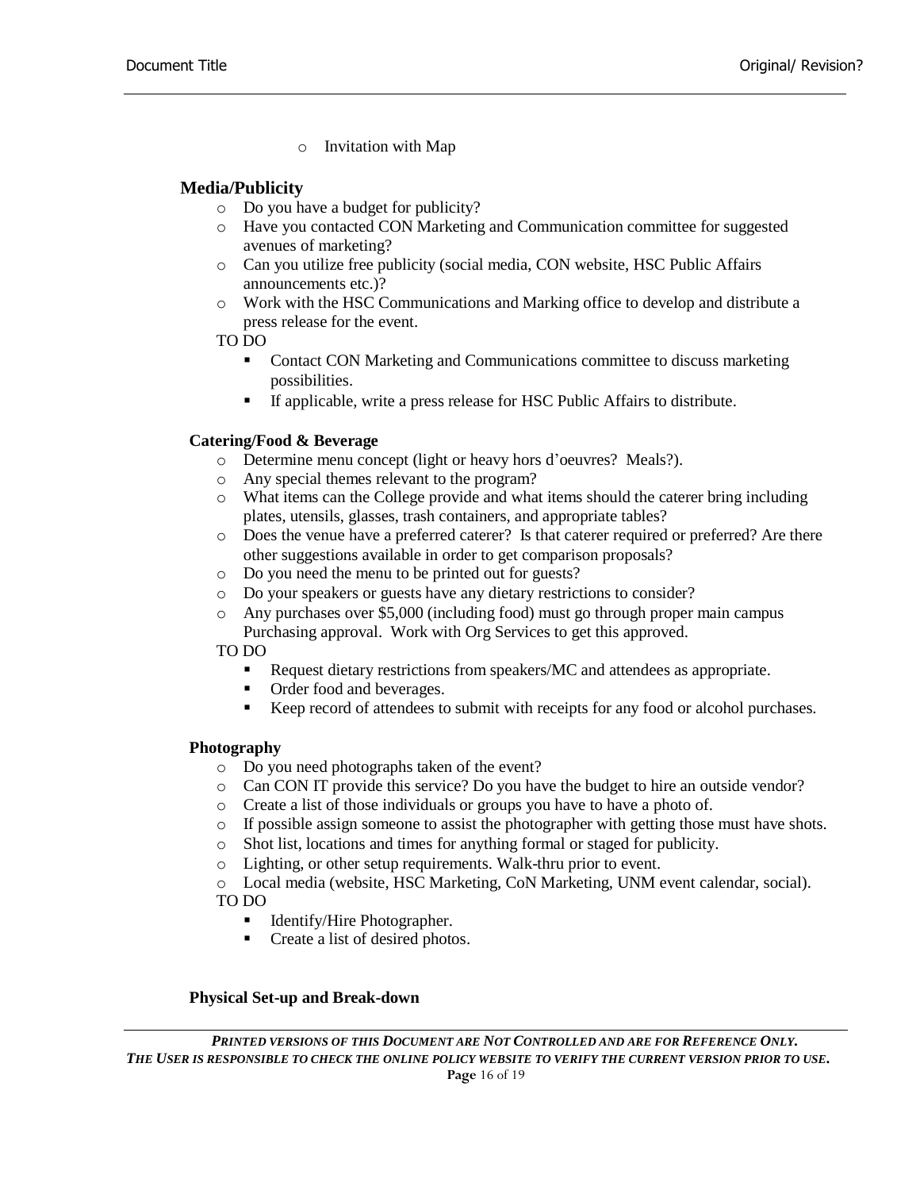- Invitation with Map

## Media/Publicity

- Do you have a budget for publicity?
- Have you contacted CON Marketing and Communication committee for suggested avenues of marketing?
- Can you utilize free publicity (social media, CON website, HSC Public Affairs announcements etc.)?
- Work with the HSC Communications and Marking office to develop and distribute a press release for the event.

TO DO

- Contact CON Marketing and Communications committee to discuss marketing possibilities.
- If applicable, write a press release for HSC Public Affairs to distribute.

### Catering/Food & Beverage

- Determine menu concept (light or heavy hors d'oeuvres? Meals?).
- Any special themes relevant to the program?
- What items can the College provide and what items should the caterer bring including plates, utensils, glasses, trash containers, and appropriate tables?
- Does the venue have a preferred caterer? Is that caterer required or preferred? Are there other suggestions available in order to get comparison proposals?
- Do you need the menu to be printed out for guests?
- Do your speakers or guests have any dietary restrictions to consider?
- Any purchases over $5,000 (including food) must go through proper main campus Purchasing approval. Work with Org Services to get this approved.

TO DO

- Request dietary restrictions from speakers/MC and attendees as appropriate.
- Order food and beverages.
- Keep record of attendees to submit with receipts for any food or alcohol purchases.

### Photography

- Do you need photographs taken of the event?
- Can CON IT provide this service? Do you have the budget to hire an outside vendor?
- Create a list of those individuals or groups you have to have a photo of.
- If possible assign someone to assist the photographer with getting those must have shots.
- Shot list, locations and times for anything formal or staged for publicity.
- Lighting, or other setup requirements. Walk-thru prior to event.
- Local media (website, HSC Marketing, CoN Marketing, UNM event calendar, social).

TO DO

- Identify/Hire Photographer.
- Create a list of desired photos.

### Physical Set-up and Break-down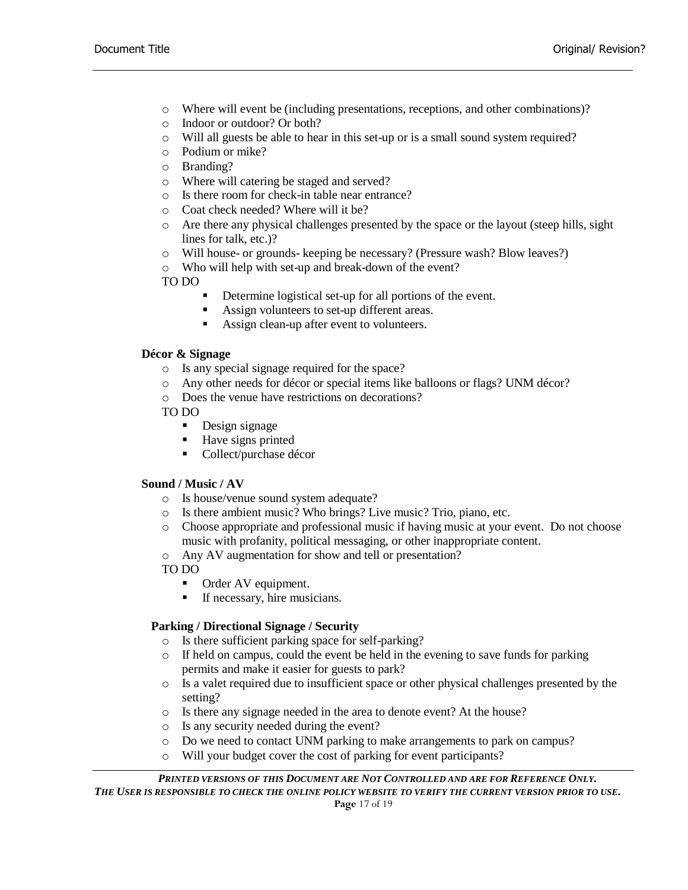- Where will event be (including presentations, receptions, and other combinations)?
- Indoor or outdoor? Or both?
- Will all guests be able to hear in this set-up or is a small sound system required?
- Podium or mike?
- Branding?
- Where will catering be staged and served?
- Is there room for check-in table near entrance?
- Coat check needed? Where will it be?
- Are there any physical challenges presented by the space or the layout (steep hills, sight lines for talk, etc.)?
- Will house- or grounds- keeping be necessary? (Pressure wash? Blow leaves?)
- Who will help with set-up and break-down of the event?

TO DO

- Determine logistical set-up for all portions of the event.
- Assign volunteers to set-up different areas.
- Assign clean-up after event to volunteers.

**Décor & Signage**

- Is any special signage required for the space?
- Any other needs for décor or special items like balloons or flags? UNM décor?
- Does the venue have restrictions on decorations?

TO DO

- Design signage
- Have signs printed
- Collect/purchase décor

**Sound / Music / AV**

- Is house/venue sound system adequate?
- Is there ambient music? Who brings? Live music? Trio, piano, etc.
- Choose appropriate and professional music if having music at your event. Do not choose music with profanity, political messaging, or other inappropriate content.
- Any AV augmentation for show and tell or presentation?

TO DO

- Order AV equipment.
- If necessary, hire musicians.

**Parking / Directional Signage / Security**

- Is there sufficient parking space for self-parking?
- If held on campus, could the event be held in the evening to save funds for parking permits and make it easier for guests to park?
- Is a valet required due to insufficient space or other physical challenges presented by the setting?
- Is there any signage needed in the area to denote event? At the house?
- Is any security needed during the event?
- Do we need to contact UNM parking to make arrangements to park on campus?
- Will your budget cover the cost of parking for event participants?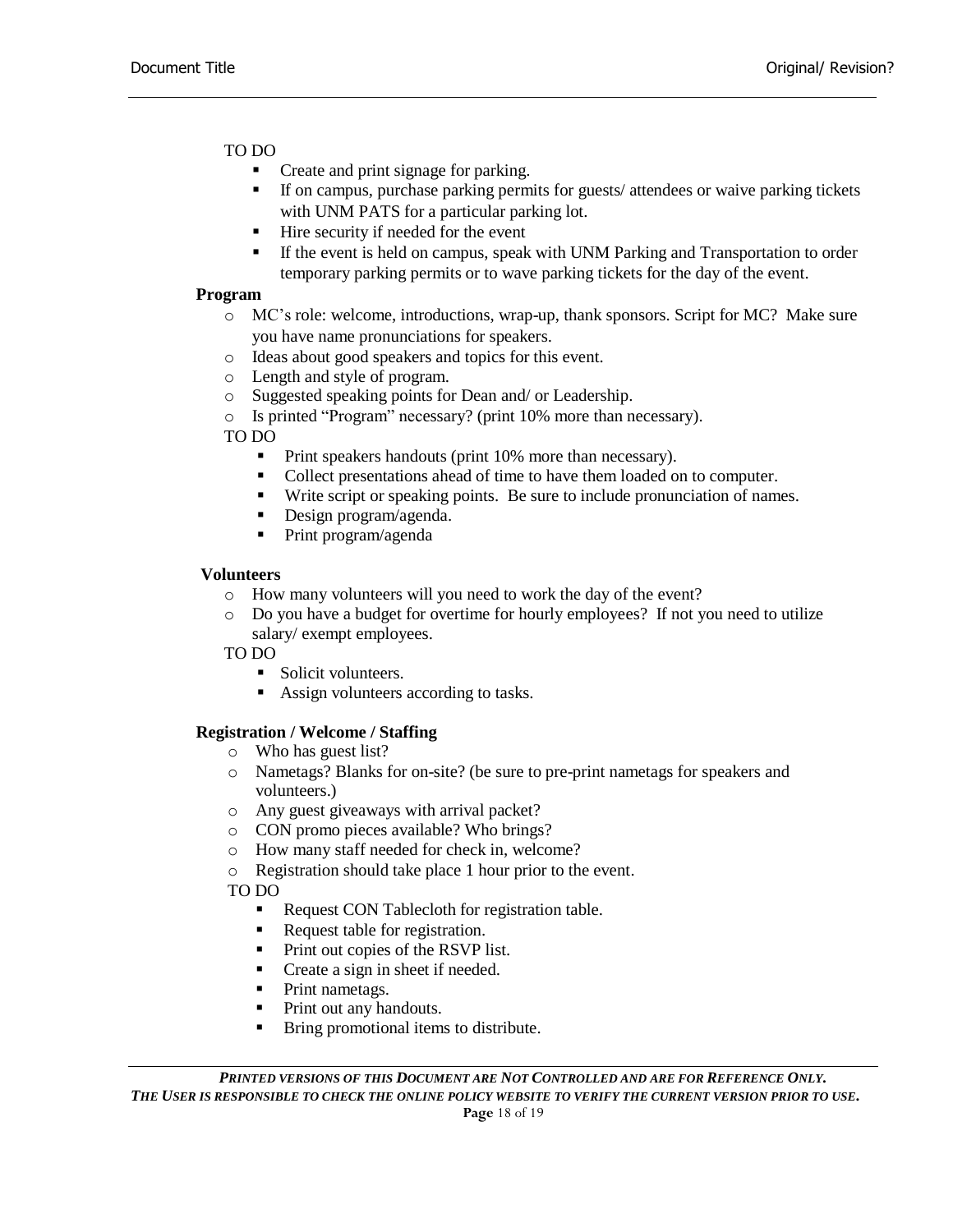TO DO

- Create and print signage for parking.
- If on campus, purchase parking permits for guests/ attendees or waive parking tickets with UNM PATS for a particular parking lot.
- Hire security if needed for the event
- If the event is held on campus, speak with UNM Parking and Transportation to order temporary parking permits or to wave parking tickets for the day of the event.

**Program**

- MC's role: welcome, introductions, wrap-up, thank sponsors. Script for MC? Make sure you have name pronunciations for speakers.
- Ideas about good speakers and topics for this event.
- Length and style of program.
- Suggested speaking points for Dean and/ or Leadership.
- Is printed "Program" necessary? (print 10% more than necessary).

TO DO

- Print speakers handouts (print 10% more than necessary).
- Collect presentations ahead of time to have them loaded on to computer.
- Write script or speaking points. Be sure to include pronunciation of names.
- Design program/agenda.
- Print program/agenda

**Volunteers**

- How many volunteers will you need to work the day of the event?
- Do you have a budget for overtime for hourly employees? If not you need to utilize salary/ exempt employees.

TO DO

- Solicit volunteers.
- Assign volunteers according to tasks.

**Registration / Welcome / Staffing**

- Who has guest list?
- Nametags? Blanks for on-site? (be sure to pre-print nametags for speakers and volunteers.)
- Any guest giveaways with arrival packet?
- CON promo pieces available? Who brings?
- How many staff needed for check in, welcome?
- Registration should take place 1 hour prior to the event.

TO DO

- Request CON Tablecloth for registration table.
- Request table for registration.
- Print out copies of the RSVP list.
- Create a sign in sheet if needed.
- Print nametags.
- Print out any handouts.
- Bring promotional items to distribute.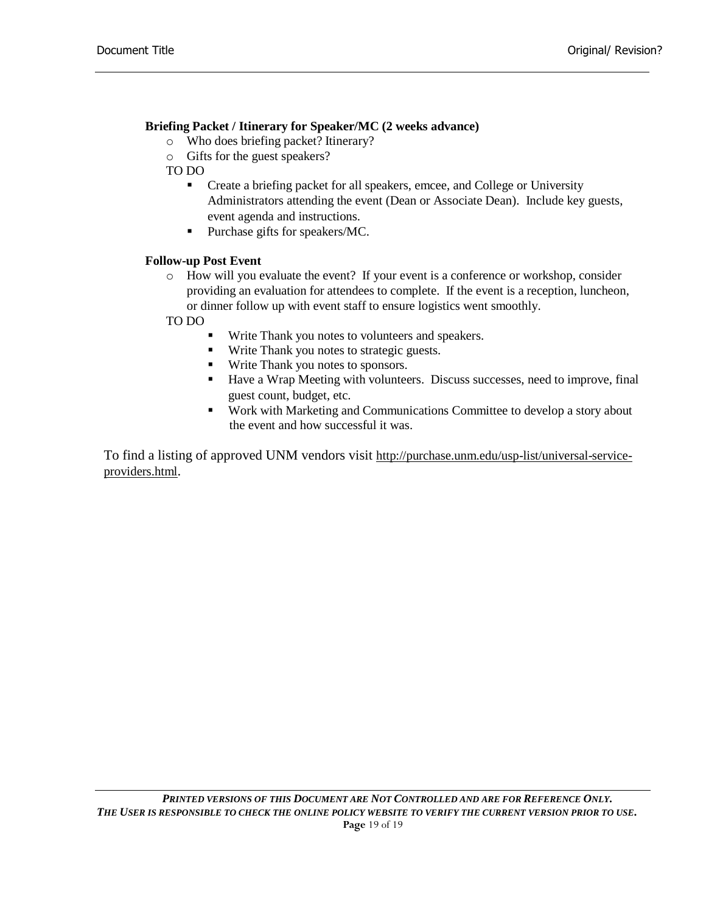**Briefing Packet / Itinerary for Speaker/MC (2 weeks advance)**

- Who does briefing packet? Itinerary?
- Gifts for the guest speakers?

TO DO

- Create a briefing packet for all speakers, emcee, and College or University Administrators attending the event (Dean or Associate Dean). Include key guests, event agenda and instructions.
- Purchase gifts for speakers/MC.

**Follow-up Post Event**

- How will you evaluate the event? If your event is a conference or workshop, consider providing an evaluation for attendees to complete. If the event is a reception, luncheon, or dinner follow up with event staff to ensure logistics went smoothly.

TO DO

- Write Thank you notes to volunteers and speakers.
- Write Thank you notes to strategic guests.
- Write Thank you notes to sponsors.
- Have a Wrap Meeting with volunteers. Discuss successes, need to improve, final guest count, budget, etc.
- Work with Marketing and Communications Committee to develop a story about the event and how successful it was.

To find a listing of approved UNM vendors visit http://purchase.unm.edu/usp-list/universal-service-providers.html.

***PRINTED VERSIONS OF THIS DOCUMENT ARE NOT CONTROLLED AND ARE FOR REFERENCE ONLY.***
***THE USER IS RESPONSIBLE TO CHECK THE ONLINE POLICY WEBSITE TO VERIFY THE CURRENT VERSION PRIOR TO USE.***